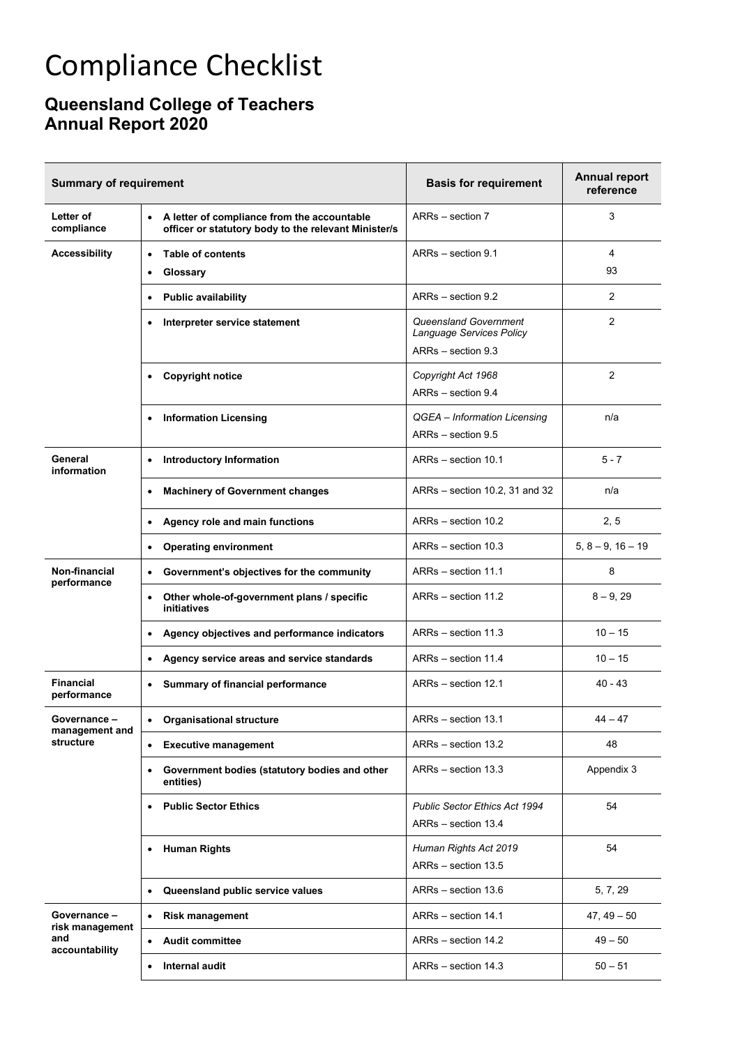# Compliance Checklist

## Queensland College of Teachers
## Annual Report 2020

| Summary of requirement | | Basis for requirement | Annual report reference |
|---|---|---|---|
| **Letter of compliance** | • **A letter of compliance from the accountable officer or statutory body to the relevant Minister/s** | ARRs – section 7 | 3 |
| **Accessibility** | • **Table of contents**<br>• **Glossary** | ARRs – section 9.1 | 4<br>93 |
| | • **Public availability** | ARRs – section 9.2 | 2 |
| | • **Interpreter service statement** | *Queensland Government Language Services Policy*<br>ARRs – section 9.3 | 2 |
| | • **Copyright notice** | *Copyright Act 1968*<br>ARRs – section 9.4 | 2 |
| | • **Information Licensing** | *QGEA – Information Licensing*<br>ARRs – section 9.5 | n/a |
| **General information** | • **Introductory Information** | ARRs – section 10.1 | 5 - 7 |
| | • **Machinery of Government changes** | ARRs – section 10.2, 31 and 32 | n/a |
| | • **Agency role and main functions** | ARRs – section 10.2 | 2, 5 |
| | • **Operating environment** | ARRs – section 10.3 | 5, 8 – 9, 16 – 19 |
| **Non-financial performance** | • **Government's objectives for the community** | ARRs – section 11.1 | 8 |
| | • **Other whole-of-government plans / specific initiatives** | ARRs – section 11.2 | 8 – 9, 29 |
| | • **Agency objectives and performance indicators** | ARRs – section 11.3 | 10 – 15 |
| | • **Agency service areas and service standards** | ARRs – section 11.4 | 10 – 15 |
| **Financial performance** | • **Summary of financial performance** | ARRs – section 12.1 | 40 - 43 |
| **Governance – management and structure** | • **Organisational structure** | ARRs – section 13.1 | 44 – 47 |
| | • **Executive management** | ARRs – section 13.2 | 48 |
| | • **Government bodies (statutory bodies and other entities)** | ARRs – section 13.3 | Appendix 3 |
| | • **Public Sector Ethics** | *Public Sector Ethics Act 1994*<br>ARRs – section 13.4 | 54 |
| | • **Human Rights** | *Human Rights Act 2019*<br>ARRs – section 13.5 | 54 |
| | • **Queensland public service values** | ARRs – section 13.6 | 5, 7, 29 |
| **Governance – risk management and accountability** | • **Risk management** | ARRs – section 14.1 | 47, 49 – 50 |
| | • **Audit committee** | ARRs – section 14.2 | 49 – 50 |
| | • **Internal audit** | ARRs – section 14.3 | 50 – 51 |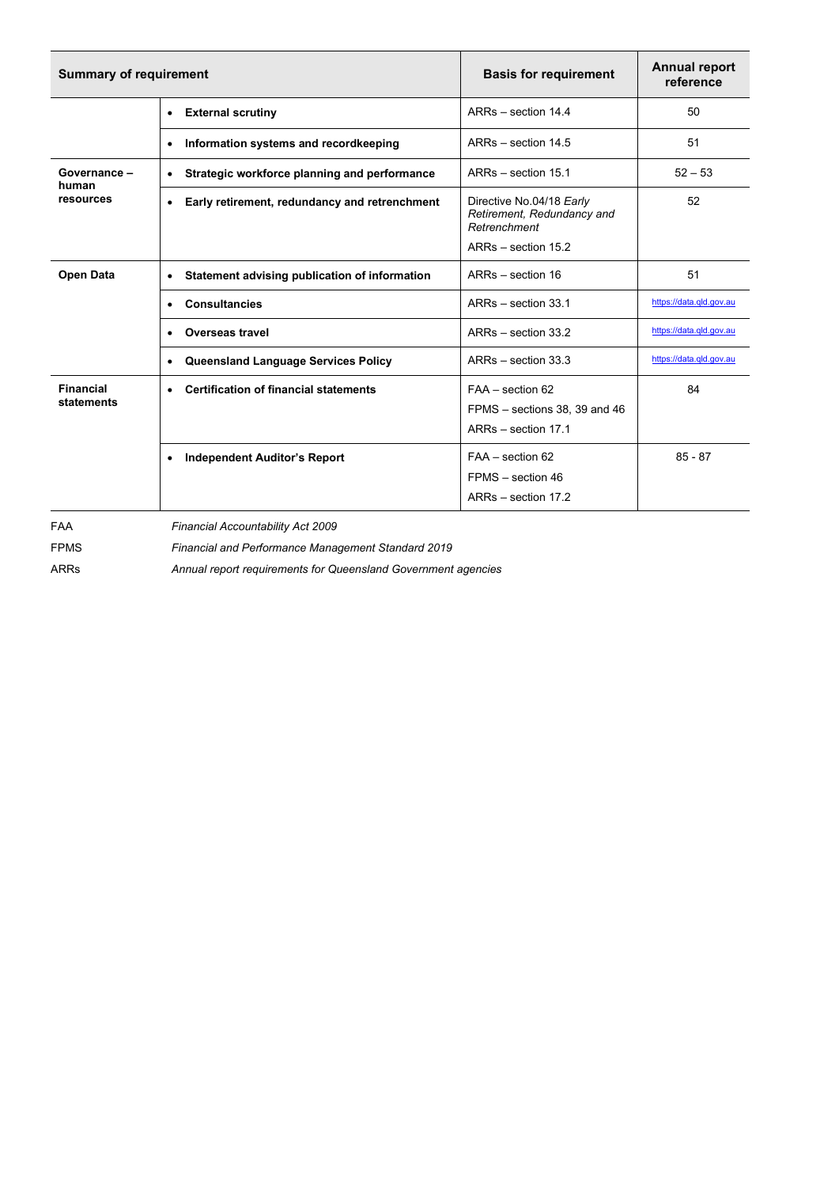| Summary of requirement | | Basis for requirement | Annual report reference |
|---|---|---|---|
| | • **External scrutiny** | ARRs – section 14.4 | 50 |
| | • **Information systems and recordkeeping** | ARRs – section 14.5 | 51 |
| **Governance – human resources** | • **Strategic workforce planning and performance** | ARRs – section 15.1 | 52 – 53 |
| | • **Early retirement, redundancy and retrenchment** | Directive No.04/18 *Early Retirement, Redundancy and Retrenchment*<br>ARRs – section 15.2 | 52 |
| **Open Data** | • **Statement advising publication of information** | ARRs – section 16 | 51 |
| | • **Consultancies** | ARRs – section 33.1 | https://data.qld.gov.au |
| | • **Overseas travel** | ARRs – section 33.2 | https://data.qld.gov.au |
| | • **Queensland Language Services Policy** | ARRs – section 33.3 | https://data.qld.gov.au |
| **Financial statements** | • **Certification of financial statements** | FAA – section 62<br>FPMS – sections 38, 39 and 46<br>ARRs – section 17.1 | 84 |
| | • **Independent Auditor's Report** | FAA – section 62<br>FPMS – section 46<br>ARRs – section 17.2 | 85 - 87 |

FAA *Financial Accountability Act 2009*

FPMS *Financial and Performance Management Standard 2019*

ARRs *Annual report requirements for Queensland Government agencies*